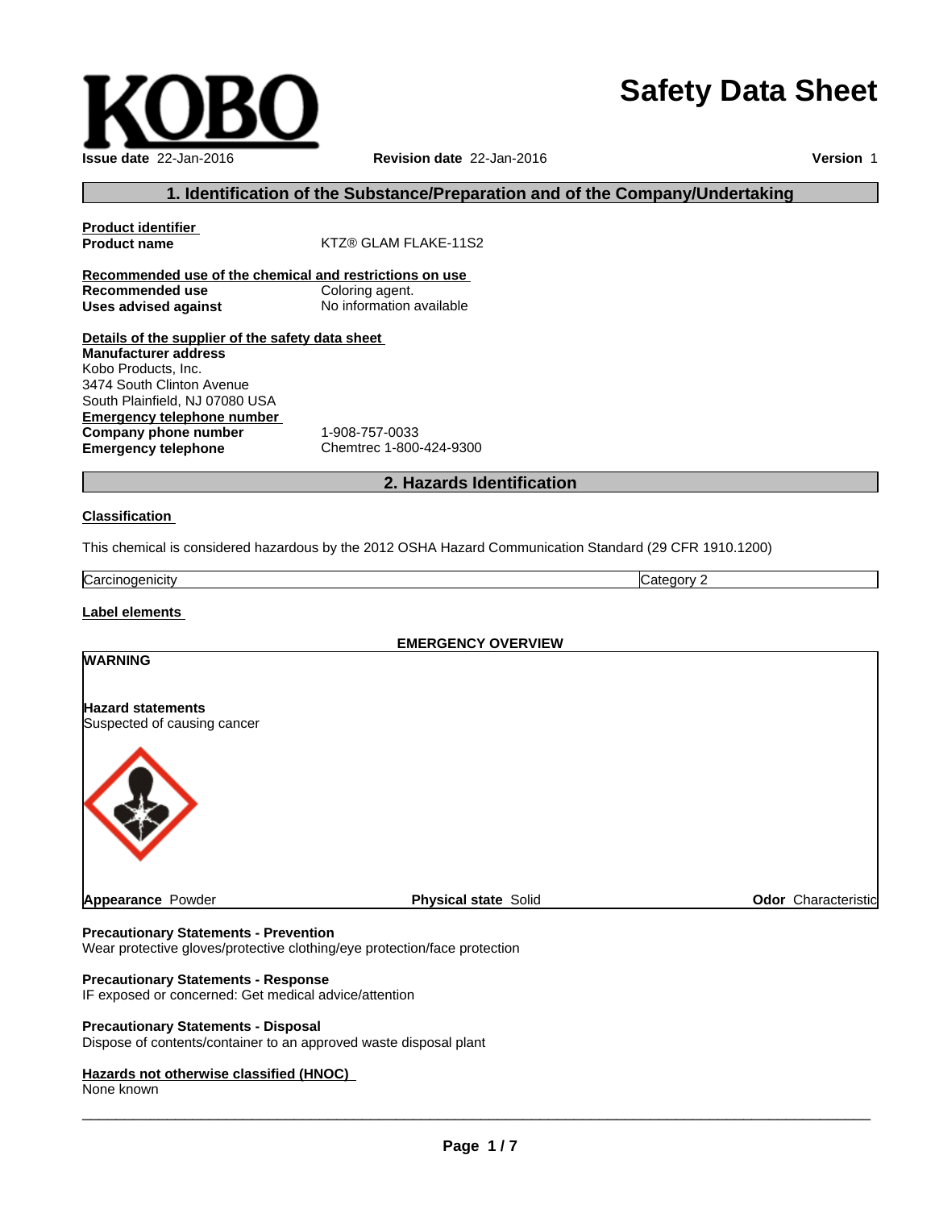KOBO

# Safety Data Sheet

**Issue date** 22-Jan-2016 **Revision date** 22-Jan-2016 **Version** 1

## 1. Identification of the Substance/Preparation and of the Company/Undertaking

**Product identifier**

**Product name** KTZ® GLAM FLAKE-11S2

**Recommended use of the chemical and restrictions on use**

**Recommended use** Coloring agent.
**Uses advised against** No information available

**Details of the supplier of the safety data sheet**

**Manufacturer address**
Kobo Products, Inc.
3474 South Clinton Avenue
South Plainfield, NJ 07080 USA

**Emergency telephone number**

**Company phone number** 1-908-757-0033
**Emergency telephone** Chemtrec 1-800-424-9300

## 2. Hazards Identification

**Classification**

This chemical is considered hazardous by the 2012 OSHA Hazard Communication Standard (29 CFR 1910.1200)

| | |
|---|---|
| Carcinogenicity | Category 2 |

**Label elements**

**EMERGENCY OVERVIEW**

**WARNING**

**Hazard statements**
Suspected of causing cancer

**Appearance** Powder **Physical state** Solid **Odor** Characteristic

**Precautionary Statements - Prevention**
Wear protective gloves/protective clothing/eye protection/face protection

**Precautionary Statements - Response**
IF exposed or concerned: Get medical advice/attention

**Precautionary Statements - Disposal**
Dispose of contents/container to an approved waste disposal plant

**Hazards not otherwise classified (HNOC)**
None known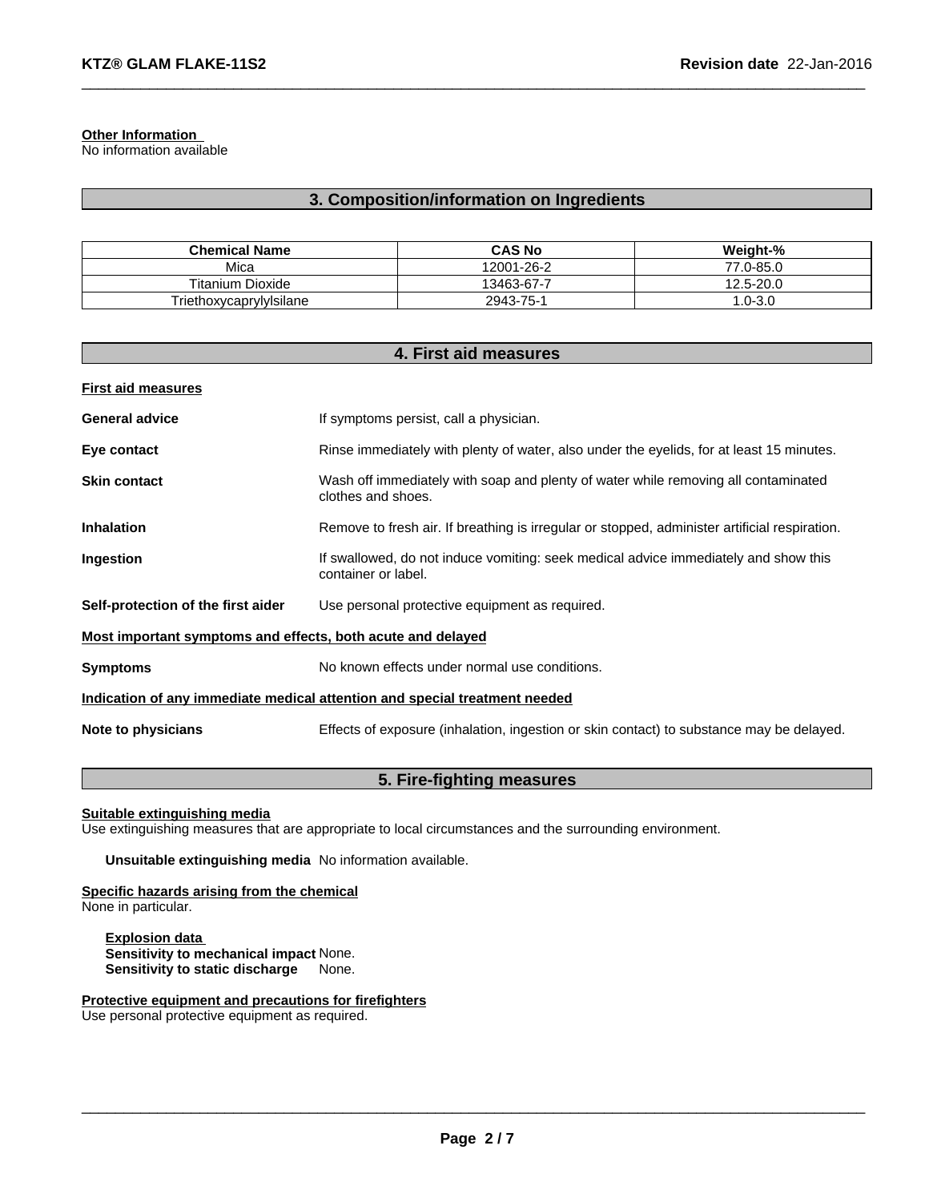**Other Information**
No information available

## 3. Composition/information on Ingredients

| Chemical Name | CAS No | Weight-% |
|---|---|---|
| Mica | 12001-26-2 | 77.0-85.0 |
| Titanium Dioxide | 13463-67-7 | 12.5-20.0 |
| Triethoxycaprylylsilane | 2943-75-1 | 1.0-3.0 |

## 4. First aid measures

**First aid measures**

**General advice** If symptoms persist, call a physician.

**Eye contact** Rinse immediately with plenty of water, also under the eyelids, for at least 15 minutes.

**Skin contact** Wash off immediately with soap and plenty of water while removing all contaminated clothes and shoes.

**Inhalation** Remove to fresh air. If breathing is irregular or stopped, administer artificial respiration.

**Ingestion** If swallowed, do not induce vomiting: seek medical advice immediately and show this container or label.

**Self-protection of the first aider** Use personal protective equipment as required.

**Most important symptoms and effects, both acute and delayed**

**Symptoms** No known effects under normal use conditions.

**Indication of any immediate medical attention and special treatment needed**

**Note to physicians** Effects of exposure (inhalation, ingestion or skin contact) to substance may be delayed.

## 5. Fire-fighting measures

**Suitable extinguishing media**
Use extinguishing measures that are appropriate to local circumstances and the surrounding environment.

**Unsuitable extinguishing media** No information available.

**Specific hazards arising from the chemical**
None in particular.

**Explosion data**
**Sensitivity to mechanical impact** None.
**Sensitivity to static discharge** None.

**Protective equipment and precautions for firefighters**
Use personal protective equipment as required.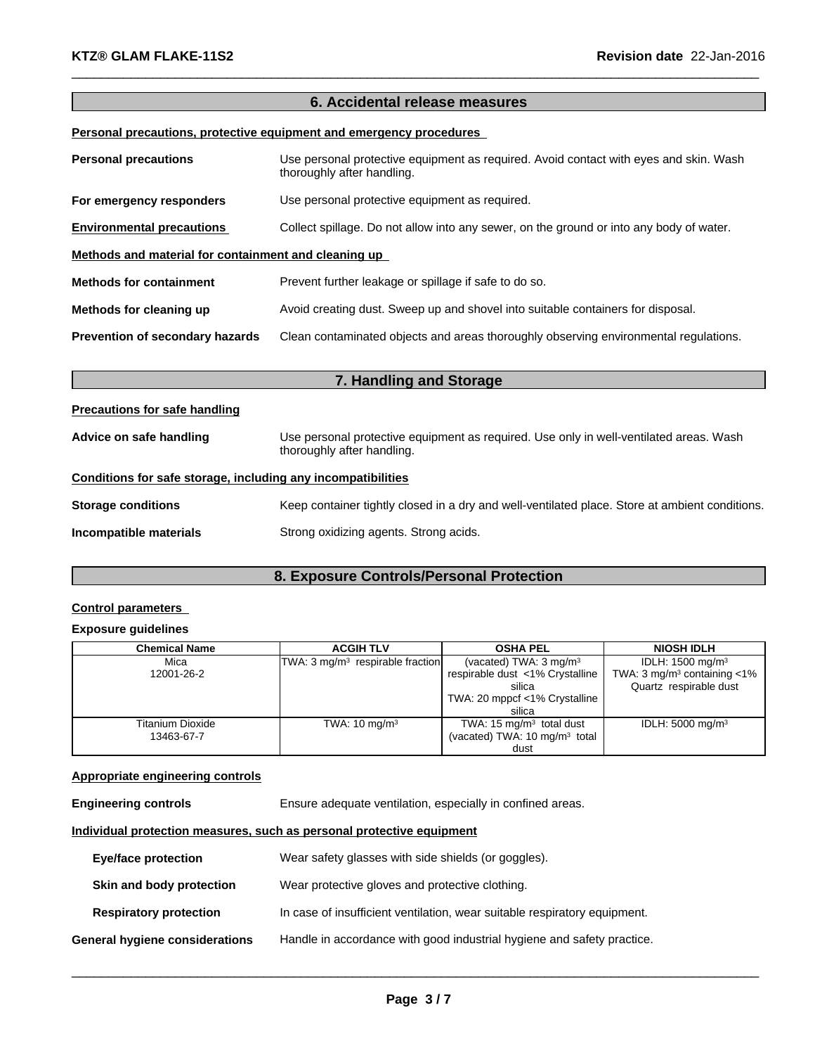## 6. Accidental release measures

**Personal precautions, protective equipment and emergency procedures**

**Personal precautions** Use personal protective equipment as required. Avoid contact with eyes and skin. Wash thoroughly after handling.

**For emergency responders** Use personal protective equipment as required.

**Environmental precautions** Collect spillage. Do not allow into any sewer, on the ground or into any body of water.

**Methods and material for containment and cleaning up**

**Methods for containment** Prevent further leakage or spillage if safe to do so.

**Methods for cleaning up** Avoid creating dust. Sweep up and shovel into suitable containers for disposal.

**Prevention of secondary hazards** Clean contaminated objects and areas thoroughly observing environmental regulations.

## 7. Handling and Storage

**Precautions for safe handling**

**Advice on safe handling** Use personal protective equipment as required. Use only in well-ventilated areas. Wash thoroughly after handling.

**Conditions for safe storage, including any incompatibilities**

**Storage conditions** Keep container tightly closed in a dry and well-ventilated place. Store at ambient conditions.

**Incompatible materials** Strong oxidizing agents. Strong acids.

## 8. Exposure Controls/Personal Protection

**Control parameters**

**Exposure guidelines**

| Chemical Name | ACGIH TLV | OSHA PEL | NIOSH IDLH |
|---|---|---|---|
| Mica<br>12001-26-2 | TWA: 3 mg/m³ respirable fraction | (vacated) TWA: 3 mg/m³ respirable dust <1% Crystalline silica<br>TWA: 20 mppcf <1% Crystalline silica | IDLH: 1500 mg/m³<br>TWA: 3 mg/m³ containing <1% Quartz respirable dust |
| Titanium Dioxide<br>13463-67-7 | TWA: 10 mg/m³ | TWA: 15 mg/m³ total dust<br>(vacated) TWA: 10 mg/m³ total dust | IDLH: 5000 mg/m³ |

**Appropriate engineering controls**

**Engineering controls** Ensure adequate ventilation, especially in confined areas.

**Individual protection measures, such as personal protective equipment**

**Eye/face protection** Wear safety glasses with side shields (or goggles).

**Skin and body protection** Wear protective gloves and protective clothing.

**Respiratory protection** In case of insufficient ventilation, wear suitable respiratory equipment.

**General hygiene considerations** Handle in accordance with good industrial hygiene and safety practice.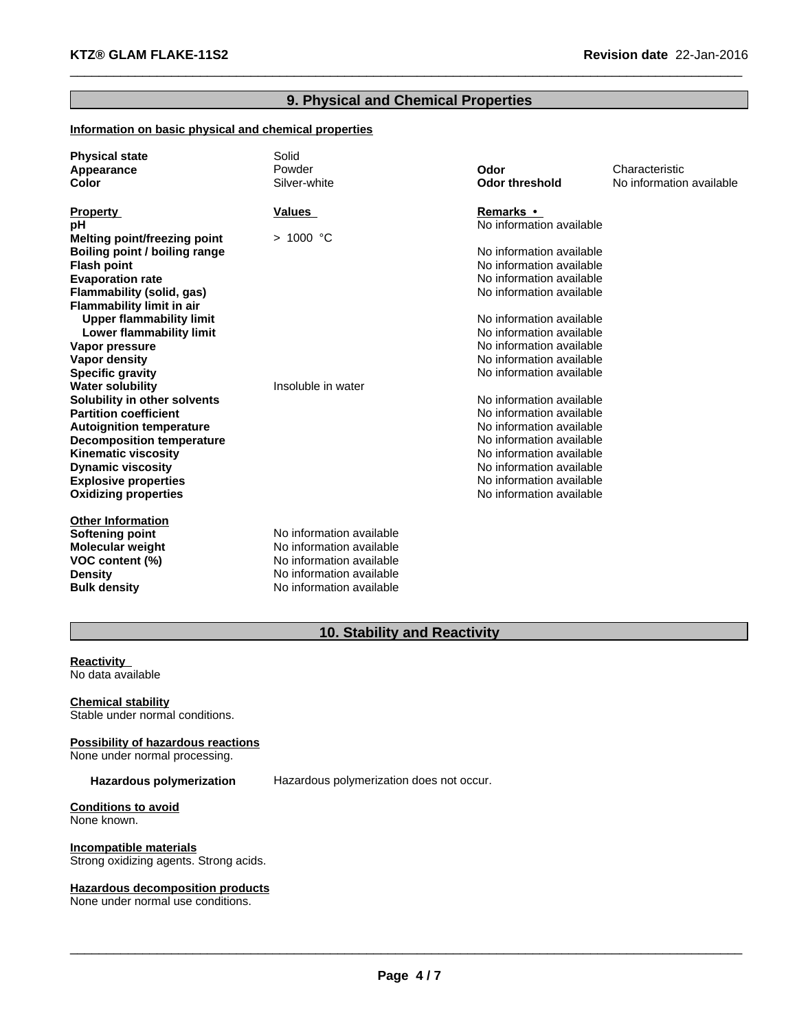## 9. Physical and Chemical Properties

**Information on basic physical and chemical properties**

| | | | |
|---|---|---|---|
| **Physical state** | Solid | | |
| **Appearance** | Powder | **Odor** | Characteristic |
| **Color** | Silver-white | **Odor threshold** | No information available |

| **Property** | **Values** | **Remarks •** |
|---|---|---|
| **pH** | | No information available |
| **Melting point/freezing point** | > 1000 °C | |
| **Boiling point / boiling range** | | No information available |
| **Flash point** | | No information available |
| **Evaporation rate** | | No information available |
| **Flammability (solid, gas)** | | No information available |
| **Flammability limit in air** | | |
| **Upper flammability limit** | | No information available |
| **Lower flammability limit** | | No information available |
| **Vapor pressure** | | No information available |
| **Vapor density** | | No information available |
| **Specific gravity** | | No information available |
| **Water solubility** | Insoluble in water | |
| **Solubility in other solvents** | | No information available |
| **Partition coefficient** | | No information available |
| **Autoignition temperature** | | No information available |
| **Decomposition temperature** | | No information available |
| **Kinematic viscosity** | | No information available |
| **Dynamic viscosity** | | No information available |
| **Explosive properties** | | No information available |
| **Oxidizing properties** | | No information available |

**Other Information**

| | |
|---|---|
| **Softening point** | No information available |
| **Molecular weight** | No information available |
| **VOC content (%)** | No information available |
| **Density** | No information available |
| **Bulk density** | No information available |

## 10. Stability and Reactivity

**Reactivity**
No data available

**Chemical stability**
Stable under normal conditions.

**Possibility of hazardous reactions**
None under normal processing.

**Hazardous polymerization** Hazardous polymerization does not occur.

**Conditions to avoid**
None known.

**Incompatible materials**
Strong oxidizing agents. Strong acids.

**Hazardous decomposition products**
None under normal use conditions.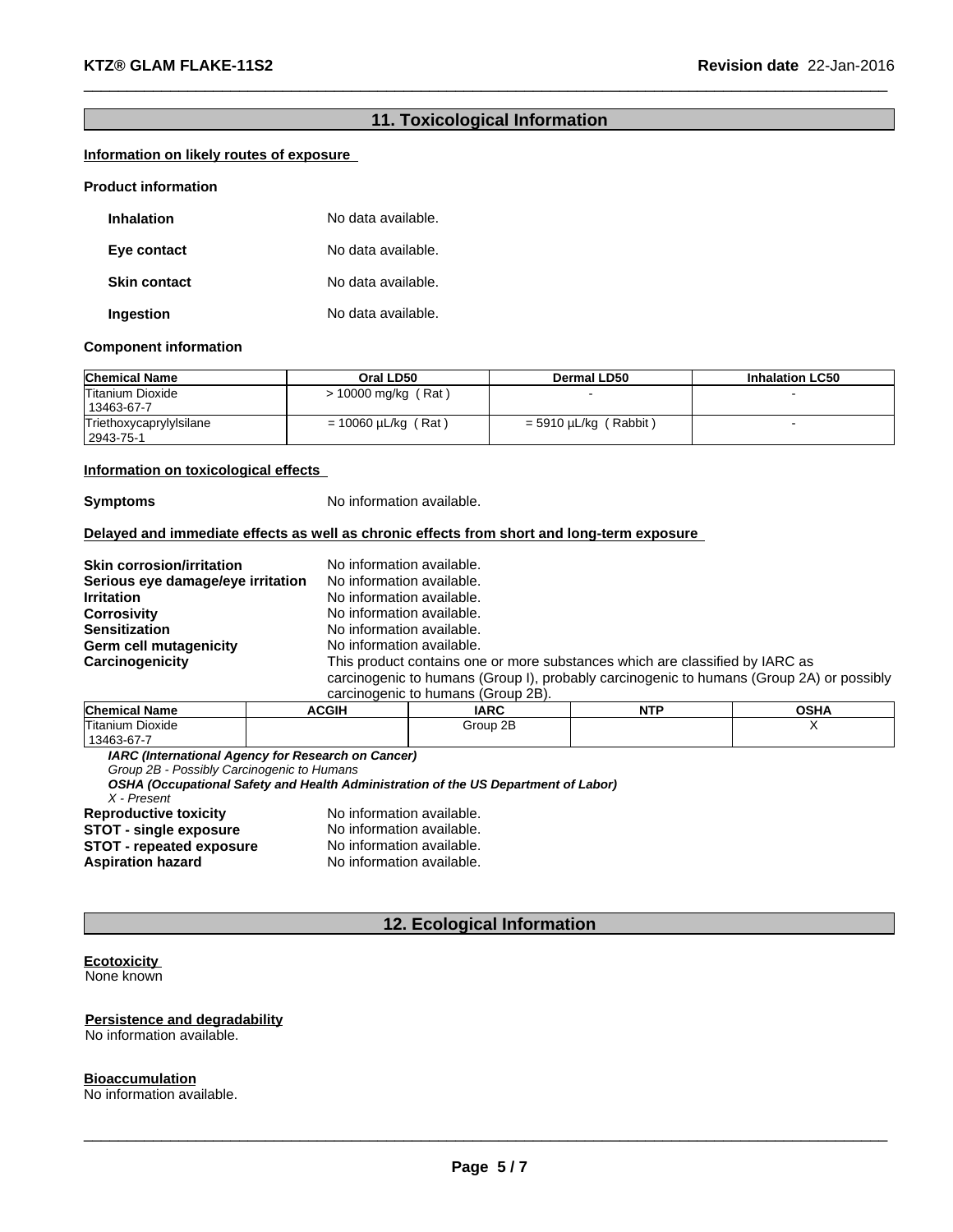## 11. Toxicological Information

**Information on likely routes of exposure**

**Product information**

**Inhalation** No data available.

**Eye contact** No data available.

**Skin contact** No data available.

**Ingestion** No data available.

**Component information**

| Chemical Name | Oral LD50 | Dermal LD50 | Inhalation LC50 |
|---|---|---|---|
| Titanium Dioxide 13463-67-7 | > 10000 mg/kg ( Rat ) | - | - |
| Triethoxycaprylylsilane 2943-75-1 | = 10060 µL/kg ( Rat ) | = 5910 µL/kg ( Rabbit ) | - |

**Information on toxicological effects**

**Symptoms** No information available.

**Delayed and immediate effects as well as chronic effects from short and long-term exposure**

**Skin corrosion/irritation** No information available.
**Serious eye damage/eye irritation** No information available.
**Irritation** No information available.
**Corrosivity** No information available.
**Sensitization** No information available.
**Germ cell mutagenicity** No information available.
**Carcinogenicity** This product contains one or more substances which are classified by IARC as carcinogenic to humans (Group I), probably carcinogenic to humans (Group 2A) or possibly carcinogenic to humans (Group 2B).

| Chemical Name | ACGIH | IARC | NTP | OSHA |
|---|---|---|---|---|
| Titanium Dioxide 13463-67-7 | | Group 2B | | X |

***IARC (International Agency for Research on Cancer)***
*Group 2B - Possibly Carcinogenic to Humans*
***OSHA (Occupational Safety and Health Administration of the US Department of Labor)***
*X - Present*

**Reproductive toxicity** No information available.
**STOT - single exposure** No information available.
**STOT - repeated exposure** No information available.
**Aspiration hazard** No information available.

## 12. Ecological Information

**Ecotoxicity**
None known

**Persistence and degradability**
No information available.

**Bioaccumulation**
No information available.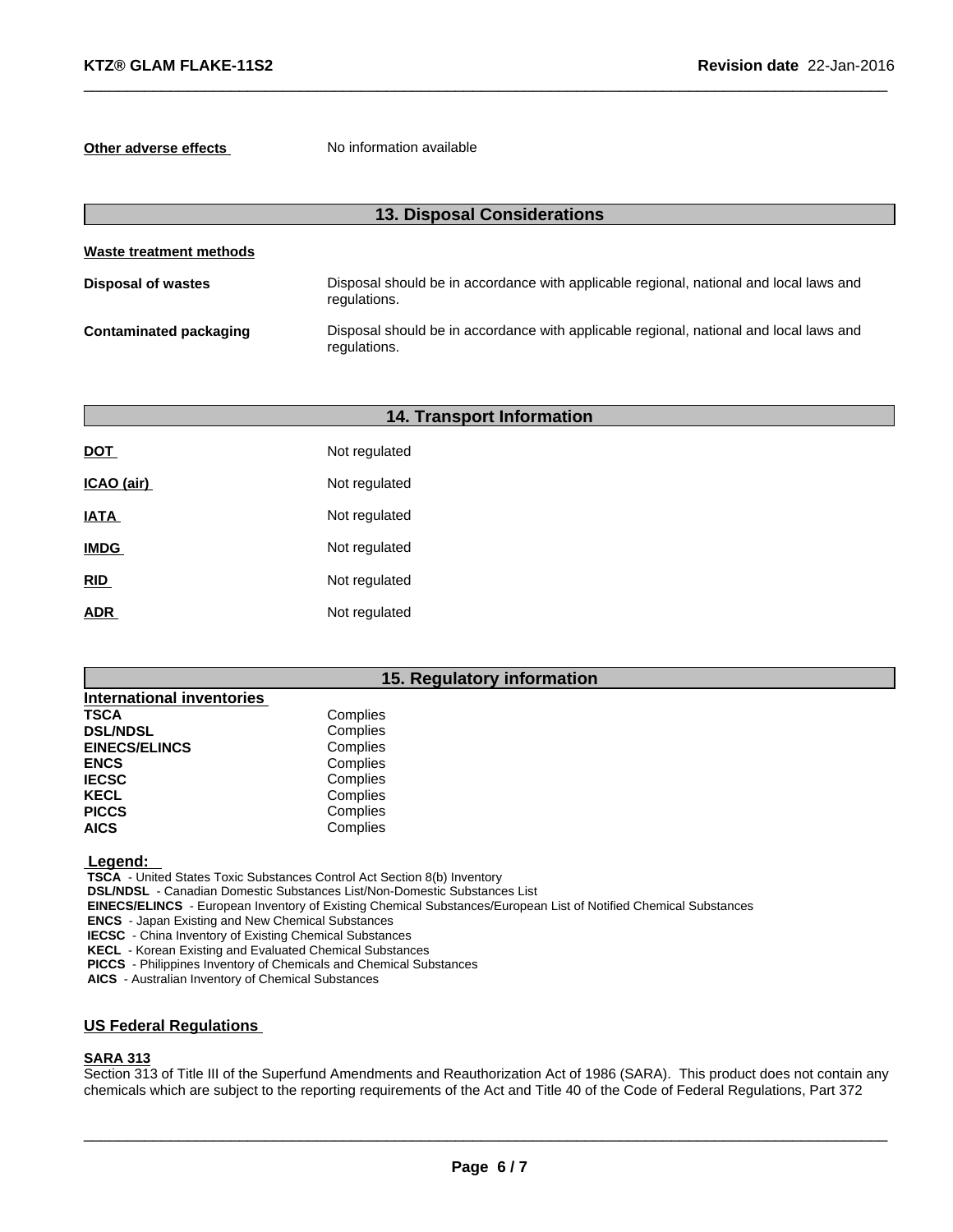**Other adverse effects** No information available

## 13. Disposal Considerations

**Waste treatment methods**

| | |
|---|---|
| **Disposal of wastes** | Disposal should be in accordance with applicable regional, national and local laws and regulations. |
| **Contaminated packaging** | Disposal should be in accordance with applicable regional, national and local laws and regulations. |

## 14. Transport Information

| | |
|---|---|
| **DOT** | Not regulated |
| **ICAO (air)** | Not regulated |
| **IATA** | Not regulated |
| **IMDG** | Not regulated |
| **RID** | Not regulated |
| **ADR** | Not regulated |

## 15. Regulatory information

**International inventories**

| | |
|---|---|
| **TSCA** | Complies |
| **DSL/NDSL** | Complies |
| **EINECS/ELINCS** | Complies |
| **ENCS** | Complies |
| **IECSC** | Complies |
| **KECL** | Complies |
| **PICCS** | Complies |
| **AICS** | Complies |

**Legend:**

**TSCA** - United States Toxic Substances Control Act Section 8(b) Inventory
**DSL/NDSL** - Canadian Domestic Substances List/Non-Domestic Substances List
**EINECS/ELINCS** - European Inventory of Existing Chemical Substances/European List of Notified Chemical Substances
**ENCS** - Japan Existing and New Chemical Substances
**IECSC** - China Inventory of Existing Chemical Substances
**KECL** - Korean Existing and Evaluated Chemical Substances
**PICCS** - Philippines Inventory of Chemicals and Chemical Substances
**AICS** - Australian Inventory of Chemical Substances

### US Federal Regulations

**SARA 313**

Section 313 of Title III of the Superfund Amendments and Reauthorization Act of 1986 (SARA). This product does not contain any chemicals which are subject to the reporting requirements of the Act and Title 40 of the Code of Federal Regulations, Part 372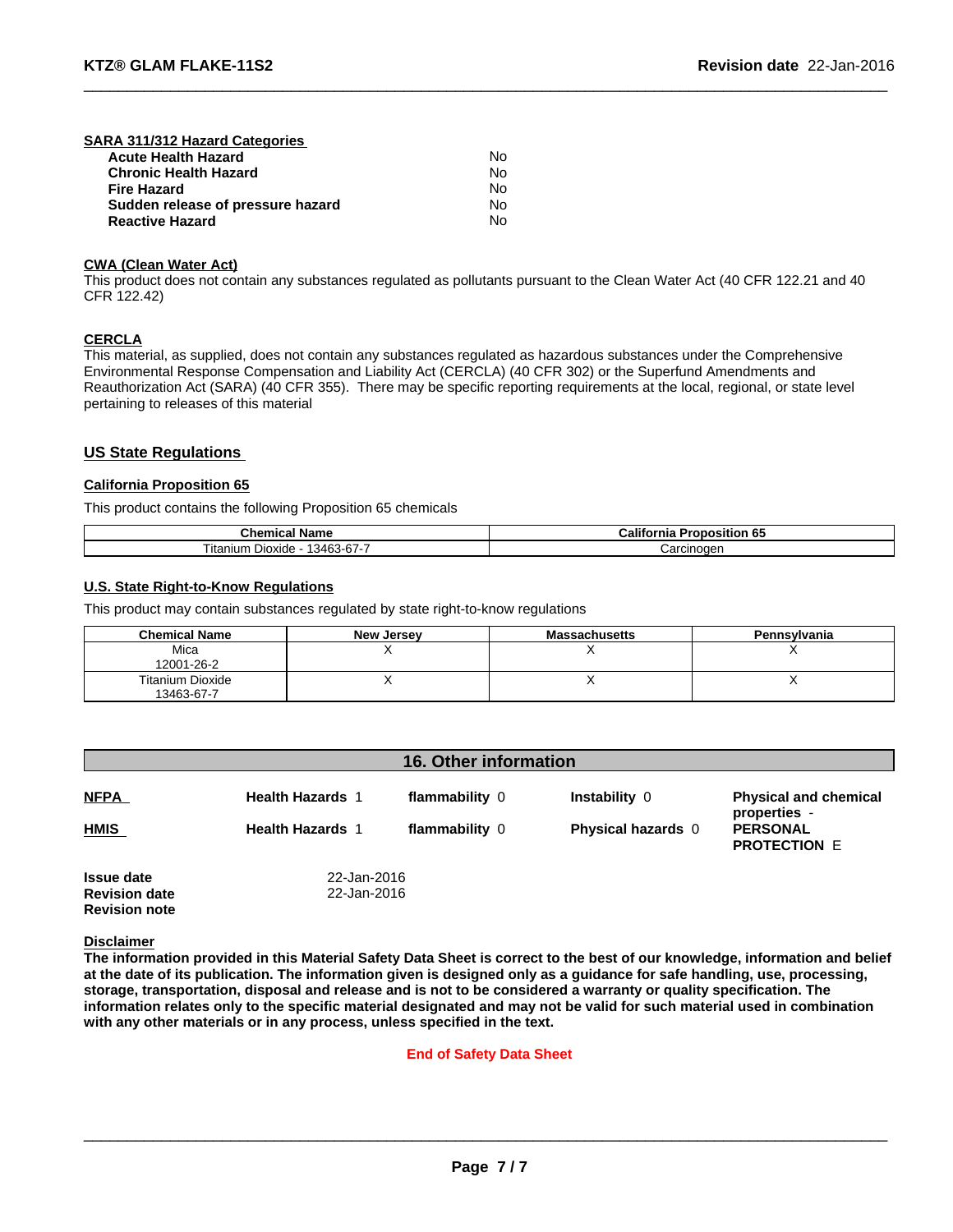#### SARA 311/312 Hazard Categories

| | |
|---|---|
| **Acute Health Hazard** | No |
| **Chronic Health Hazard** | No |
| **Fire Hazard** | No |
| **Sudden release of pressure hazard** | No |
| **Reactive Hazard** | No |

#### CWA (Clean Water Act)

This product does not contain any substances regulated as pollutants pursuant to the Clean Water Act (40 CFR 122.21 and 40 CFR 122.42)

#### CERCLA

This material, as supplied, does not contain any substances regulated as hazardous substances under the Comprehensive Environmental Response Compensation and Liability Act (CERCLA) (40 CFR 302) or the Superfund Amendments and Reauthorization Act (SARA) (40 CFR 355). There may be specific reporting requirements at the local, regional, or state level pertaining to releases of this material

### US State Regulations

#### California Proposition 65

This product contains the following Proposition 65 chemicals

| Chemical Name | California Proposition 65 |
|---|---|
| Titanium Dioxide - 13463-67-7 | Carcinogen |

#### U.S. State Right-to-Know Regulations

This product may contain substances regulated by state right-to-know regulations

| Chemical Name | New Jersey | Massachusetts | Pennsylvania |
|---|---|---|---|
| Mica 12001-26-2 | X | X | X |
| Titanium Dioxide 13463-67-7 | X | X | X |

## 16. Other information

| | | | | |
|---|---|---|---|---|
| **NFPA** | **Health Hazards** 1 | **flammability** 0 | **Instability** 0 | **Physical and chemical properties** - |
| **HMIS** | **Health Hazards** 1 | **flammability** 0 | **Physical hazards** 0 | **PERSONAL PROTECTION** E |

**Issue date** 22-Jan-2016
**Revision date** 22-Jan-2016
**Revision note**

#### Disclaimer

**The information provided in this Material Safety Data Sheet is correct to the best of our knowledge, information and belief at the date of its publication. The information given is designed only as a guidance for safe handling, use, processing, storage, transportation, disposal and release and is not to be considered a warranty or quality specification. The information relates only to the specific material designated and may not be valid for such material used in combination with any other materials or in any process, unless specified in the text.**

**End of Safety Data Sheet**